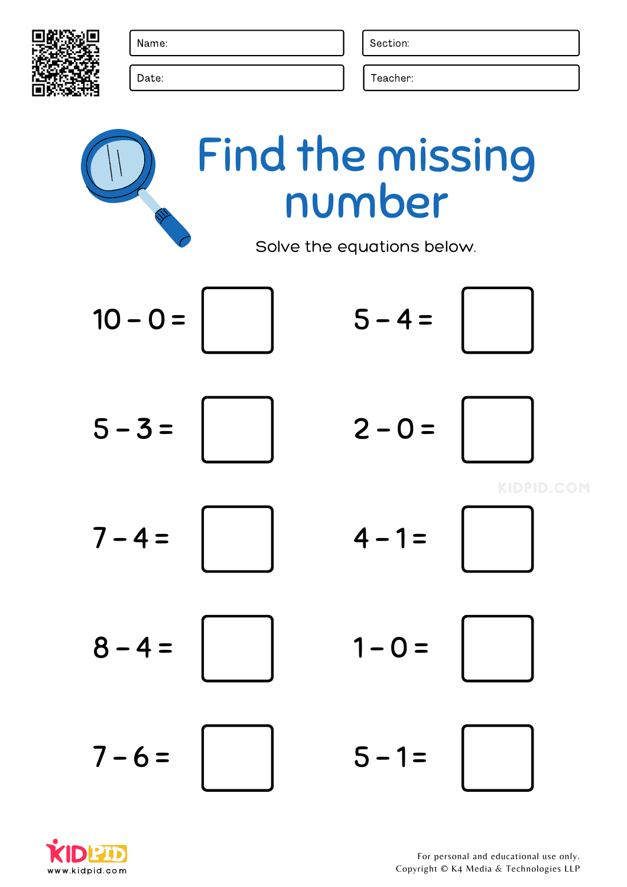Name:

Section:

Date:

Teacher:

# Find the missing number

Solve the equations below.

$10 - 0 =$ ☐

$5 - 4 =$ ☐

$5 - 3 =$ ☐

$2 - 0 =$ ☐

$7 - 4 =$ ☐

$4 - 1 =$ ☐

$8 - 4 =$ ☐

$1 - 0 =$ ☐

$7 - 6 =$ ☐

$5 - 1 =$ ☐

www.kidpid.com

For personal and educational use only.
Copyright © K4 Media & Technologies LLP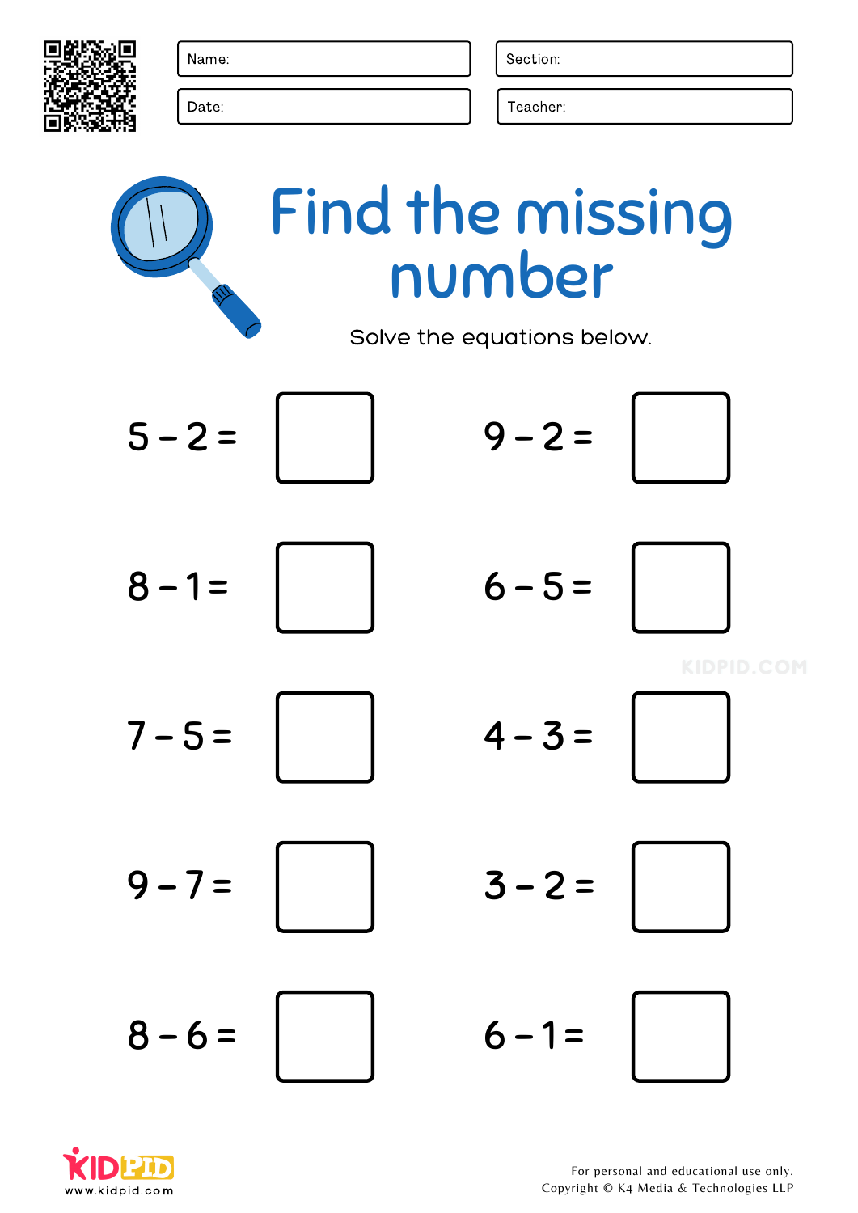Name:

Section:

Date:

Teacher:

# Find the missing number

Solve the equations below.

$5 - 2 =$ ☐

$9 - 2 =$ ☐

$8 - 1 =$ ☐

$6 - 5 =$ ☐

$7 - 5 =$ ☐

$4 - 3 =$ ☐

$9 - 7 =$ ☐

$3 - 2 =$ ☐

$8 - 6 =$ ☐

$6 - 1 =$ ☐

For personal and educational use only.
Copyright © K4 Media & Technologies LLP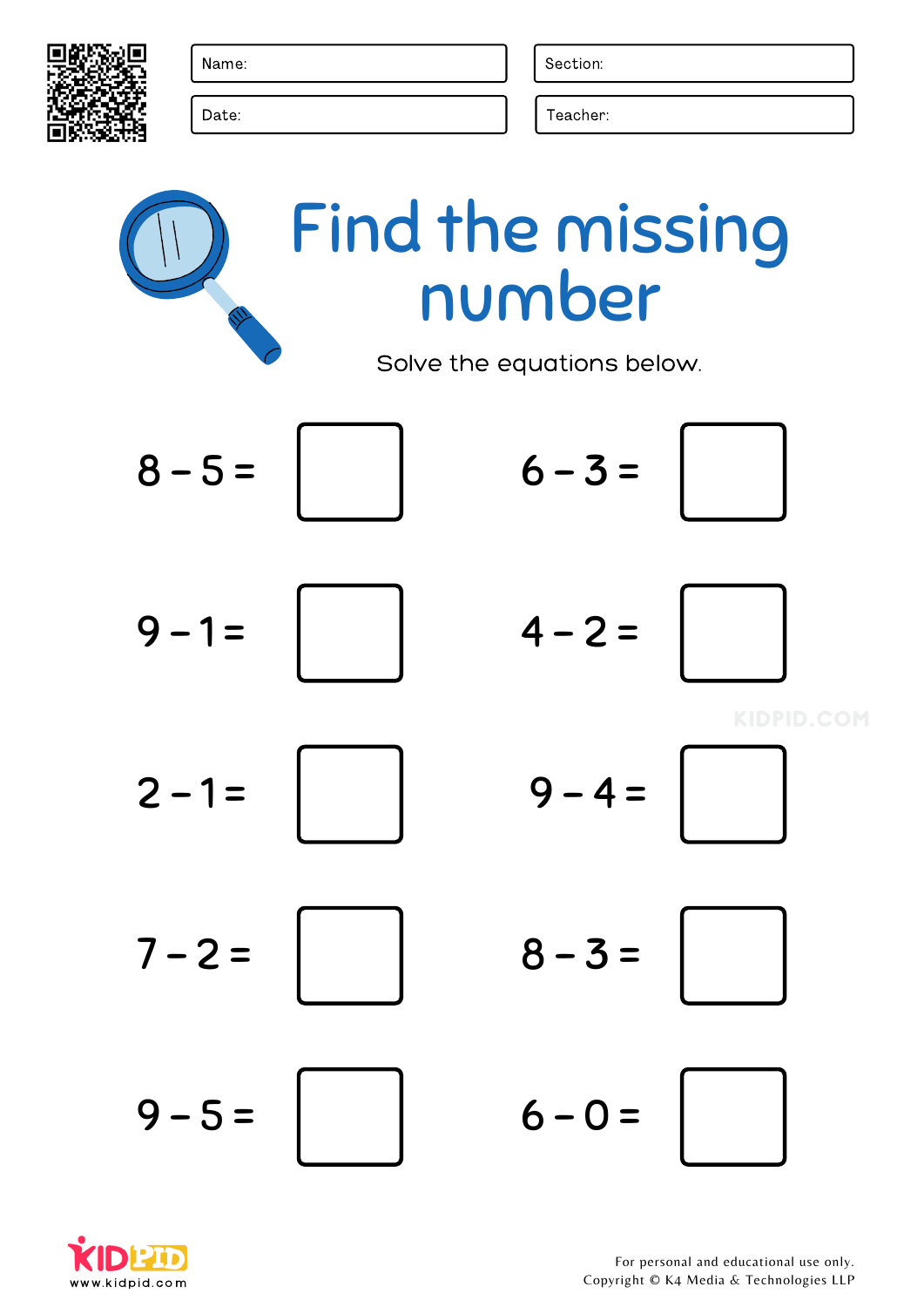Name:

Section:

Date:

Teacher:

# Find the missing number

Solve the equations below.

$8 - 5 =$ ☐

$6 - 3 =$ ☐

$9 - 1 =$ ☐

$4 - 2 =$ ☐

$2 - 1 =$ ☐

$9 - 4 =$ ☐

$7 - 2 =$ ☐

$8 - 3 =$ ☐

$9 - 5 =$ ☐

$6 - 0 =$ ☐

www.kidpid.com

For personal and educational use only.
Copyright © K4 Media & Technologies LLP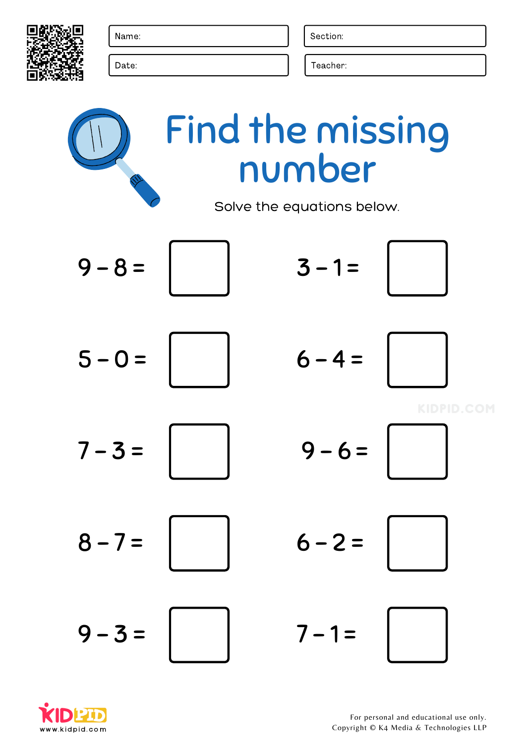Name:

Section:

Date:

Teacher:

# Find the missing number

Solve the equations below.

$9 - 8 = \square$

$3 - 1 = \square$

$5 - 0 = \square$

$6 - 4 = \square$

$7 - 3 = \square$

$9 - 6 = \square$

$8 - 7 = \square$

$6 - 2 = \square$

$9 - 3 = \square$

$7 - 1 = \square$

For personal and educational use only.
Copyright © K4 Media & Technologies LLP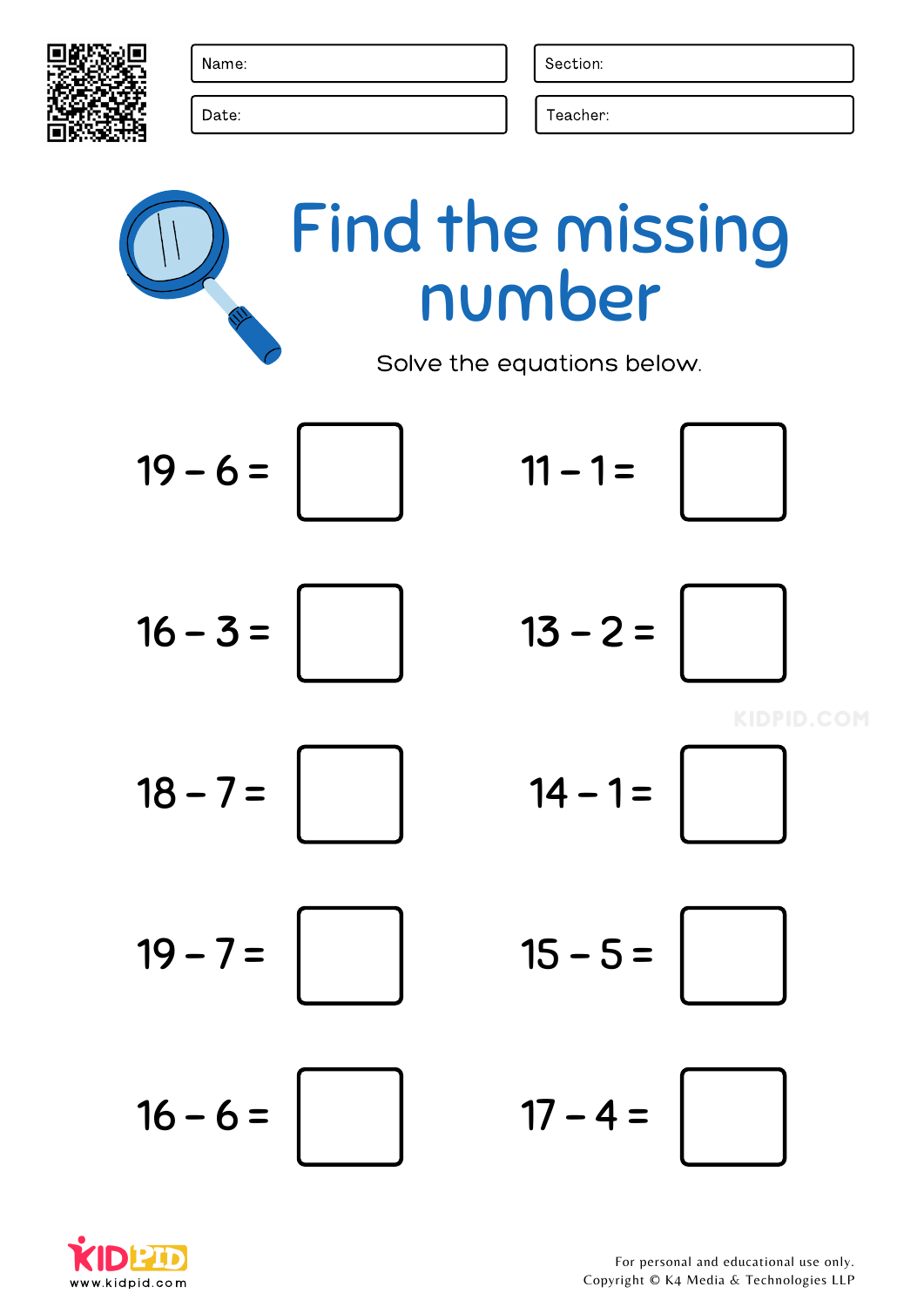Name:

Section:

Date:

Teacher:

# Find the missing number

Solve the equations below.

$19 - 6 =$ ☐

$11 - 1 =$ ☐

$16 - 3 =$ ☐

$13 - 2 =$ ☐

$18 - 7 =$ ☐

$14 - 1 =$ ☐

$19 - 7 =$ ☐

$15 - 5 =$ ☐

$16 - 6 =$ ☐

$17 - 4 =$ ☐

For personal and educational use only.
Copyright © K4 Media & Technologies LLP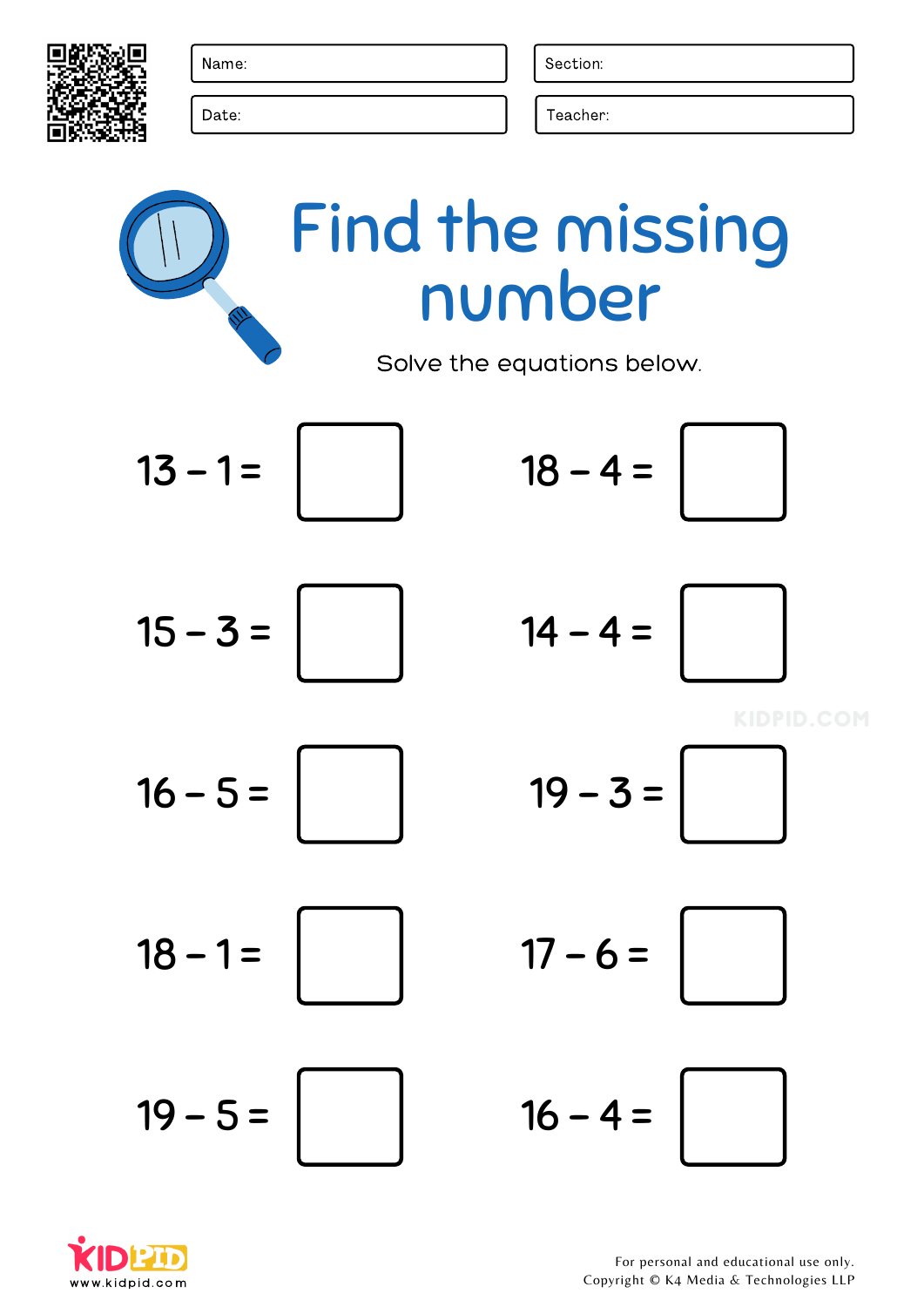Name:

Section:

Date:

Teacher:

# Find the missing number

Solve the equations below.

$13 - 1 =$ ☐

$18 - 4 =$ ☐

$15 - 3 =$ ☐

$14 - 4 =$ ☐

$16 - 5 =$ ☐

$19 - 3 =$ ☐

$18 - 1 =$ ☐

$17 - 6 =$ ☐

$19 - 5 =$ ☐

$16 - 4 =$ ☐

For personal and educational use only.
Copyright © K4 Media & Technologies LLP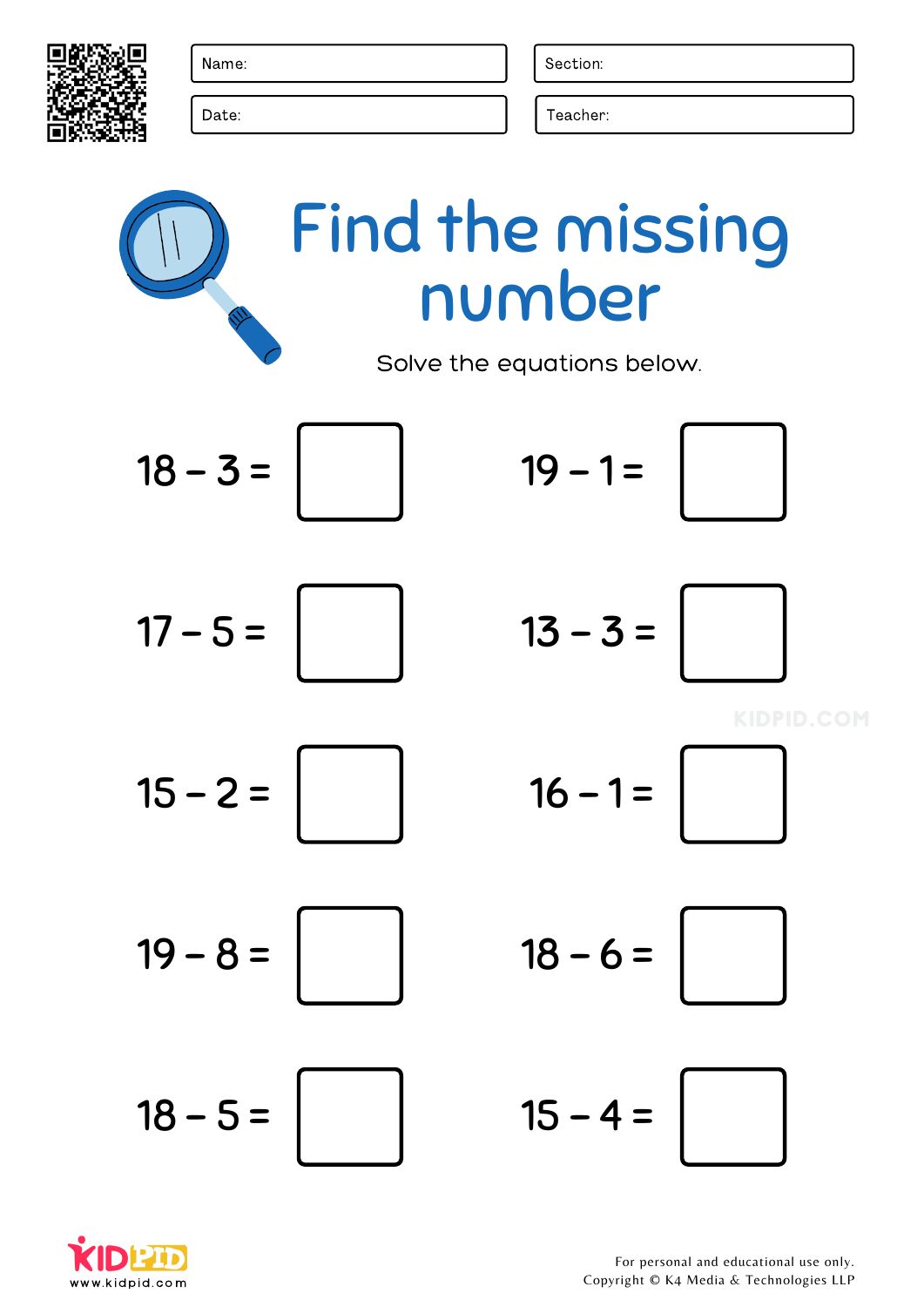Name:

Section:

Date:

Teacher:

# Find the missing number

Solve the equations below.

$18 - 3 =$ ☐

$19 - 1 =$ ☐

$17 - 5 =$ ☐

$13 - 3 =$ ☐

$15 - 2 =$ ☐

$16 - 1 =$ ☐

$19 - 8 =$ ☐

$18 - 6 =$ ☐

$18 - 5 =$ ☐

$15 - 4 =$ ☐

KIDPID.COM

www.kidpid.com

For personal and educational use only.
Copyright © K4 Media & Technologies LLP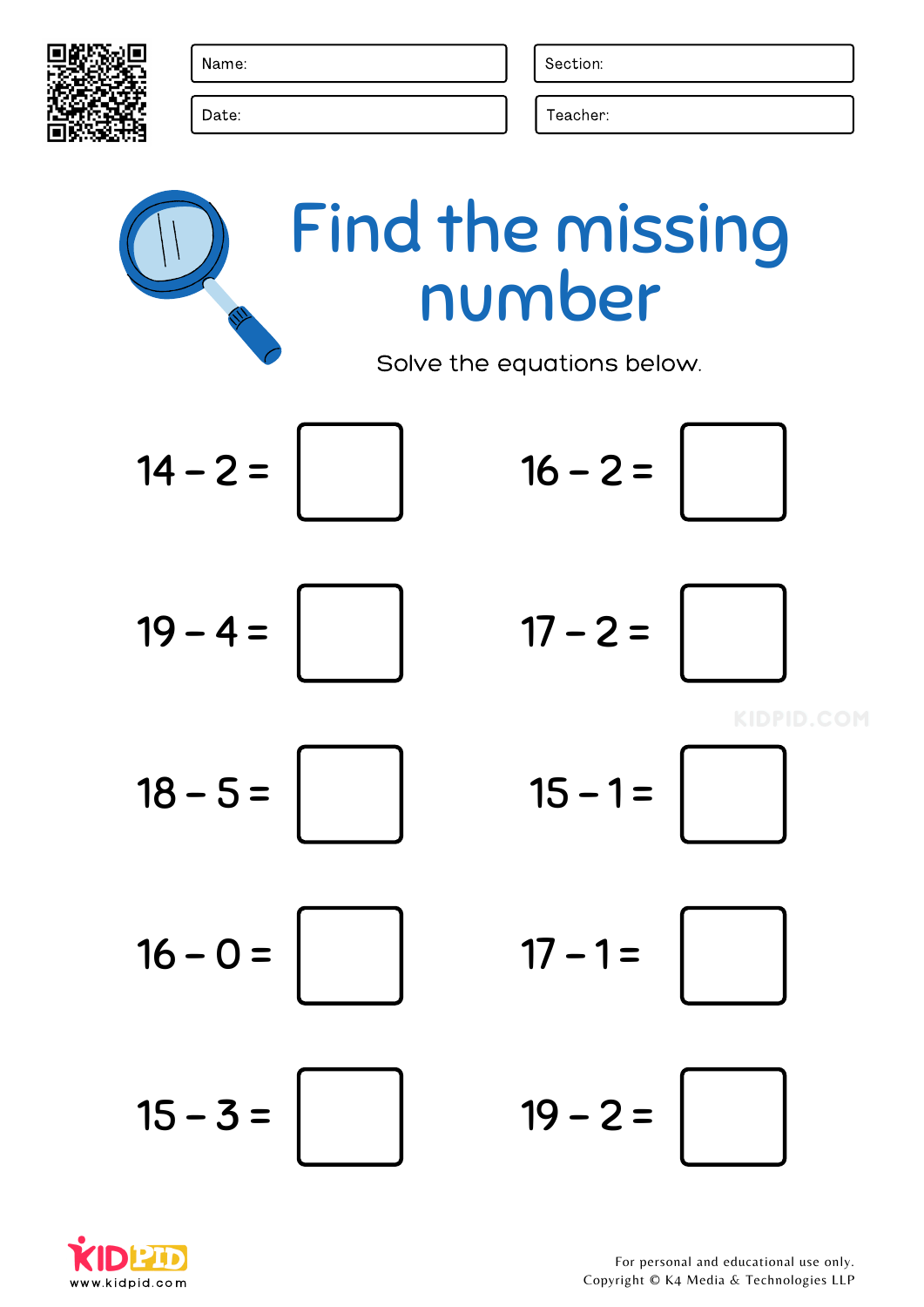Name:

Section:

Date:

Teacher:

# Find the missing number

Solve the equations below.

$14 - 2 =$ ☐

$16 - 2 =$ ☐

$19 - 4 =$ ☐

$17 - 2 =$ ☐

$18 - 5 =$ ☐

$15 - 1 =$ ☐

$16 - 0 =$ ☐

$17 - 1 =$ ☐

$15 - 3 =$ ☐

$19 - 2 =$ ☐

KIDPID.COM

www.kidpid.com

For personal and educational use only.
Copyright © K4 Media & Technologies LLP